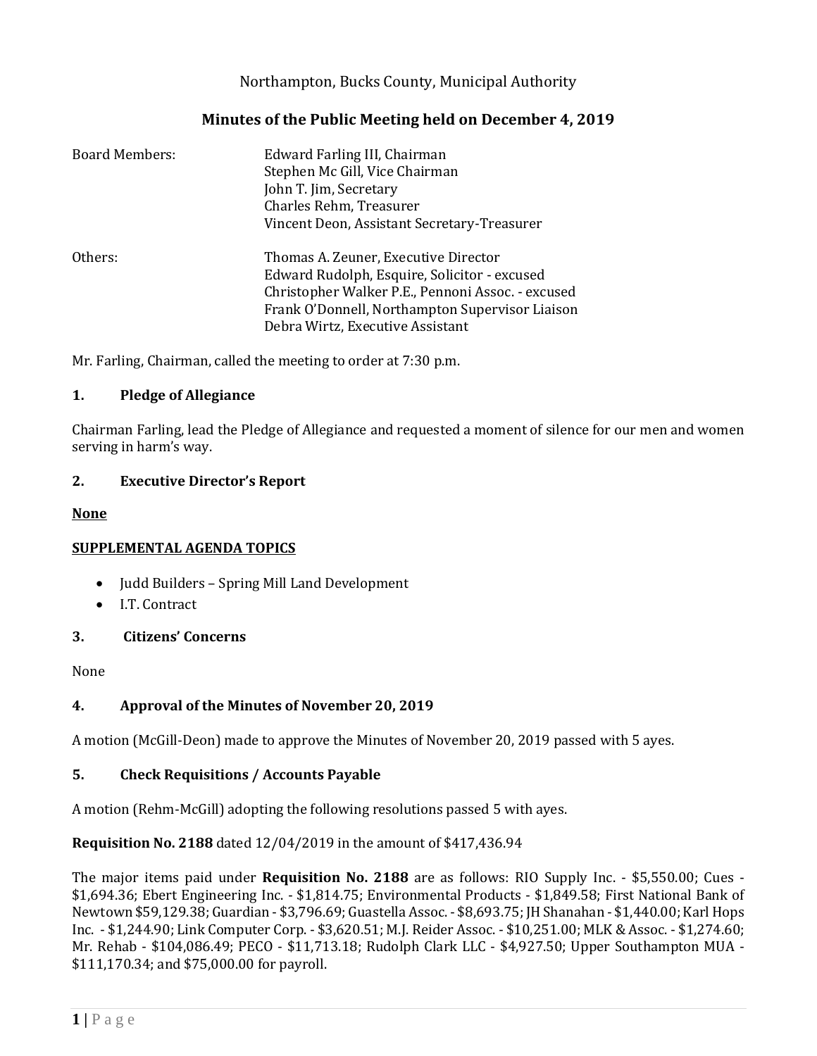Northampton, Bucks County, Municipal Authority

# Minutes of the Public Meeting held on December 4, 2019

| | |
|---|---|
| Board Members: | Edward Farling III, Chairman |
| | Stephen Mc Gill, Vice Chairman |
| | John T. Jim, Secretary |
| | Charles Rehm, Treasurer |
| | Vincent Deon, Assistant Secretary-Treasurer |
| Others: | Thomas A. Zeuner, Executive Director |
| | Edward Rudolph, Esquire, Solicitor - excused |
| | Christopher Walker P.E., Pennoni Assoc. - excused |
| | Frank O'Donnell, Northampton Supervisor Liaison |
| | Debra Wirtz, Executive Assistant |

Mr. Farling, Chairman, called the meeting to order at 7:30 p.m.

## 1. Pledge of Allegiance

Chairman Farling, lead the Pledge of Allegiance and requested a moment of silence for our men and women serving in harm's way.

## 2. Executive Director's Report

**None**

**SUPPLEMENTAL AGENDA TOPICS**

- Judd Builders – Spring Mill Land Development
- I.T. Contract

## 3. Citizens' Concerns

None

## 4. Approval of the Minutes of November 20, 2019

A motion (McGill-Deon) made to approve the Minutes of November 20, 2019 passed with 5 ayes.

## 5. Check Requisitions / Accounts Payable

A motion (Rehm-McGill) adopting the following resolutions passed 5 with ayes.

**Requisition No. 2188** dated 12/04/2019 in the amount of $417,436.94

The major items paid under **Requisition No. 2188** are as follows: RIO Supply Inc. - $5,550.00; Cues - $1,694.36; Ebert Engineering Inc. - $1,814.75; Environmental Products - $1,849.58; First National Bank of Newtown $59,129.38; Guardian - $3,796.69; Guastella Assoc. - $8,693.75; JH Shanahan - $1,440.00; Karl Hops Inc. - $1,244.90; Link Computer Corp. - $3,620.51; M.J. Reider Assoc. - $10,251.00; MLK & Assoc. - $1,274.60; Mr. Rehab - $104,086.49; PECO - $11,713.18; Rudolph Clark LLC - $4,927.50; Upper Southampton MUA - $111,170.34; and $75,000.00 for payroll.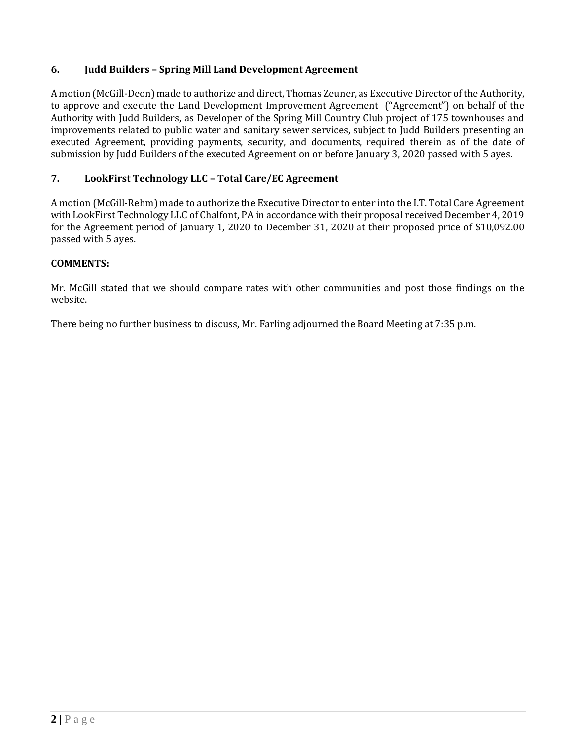### 6. Judd Builders – Spring Mill Land Development Agreement

A motion (McGill-Deon) made to authorize and direct, Thomas Zeuner, as Executive Director of the Authority, to approve and execute the Land Development Improvement Agreement ("Agreement") on behalf of the Authority with Judd Builders, as Developer of the Spring Mill Country Club project of 175 townhouses and improvements related to public water and sanitary sewer services, subject to Judd Builders presenting an executed Agreement, providing payments, security, and documents, required therein as of the date of submission by Judd Builders of the executed Agreement on or before January 3, 2020 passed with 5 ayes.

### 7. LookFirst Technology LLC – Total Care/EC Agreement

A motion (McGill-Rehm) made to authorize the Executive Director to enter into the I.T. Total Care Agreement with LookFirst Technology LLC of Chalfont, PA in accordance with their proposal received December 4, 2019 for the Agreement period of January 1, 2020 to December 31, 2020 at their proposed price of $10,092.00 passed with 5 ayes.

**COMMENTS:**

Mr. McGill stated that we should compare rates with other communities and post those findings on the website.

There being no further business to discuss, Mr. Farling adjourned the Board Meeting at 7:35 p.m.